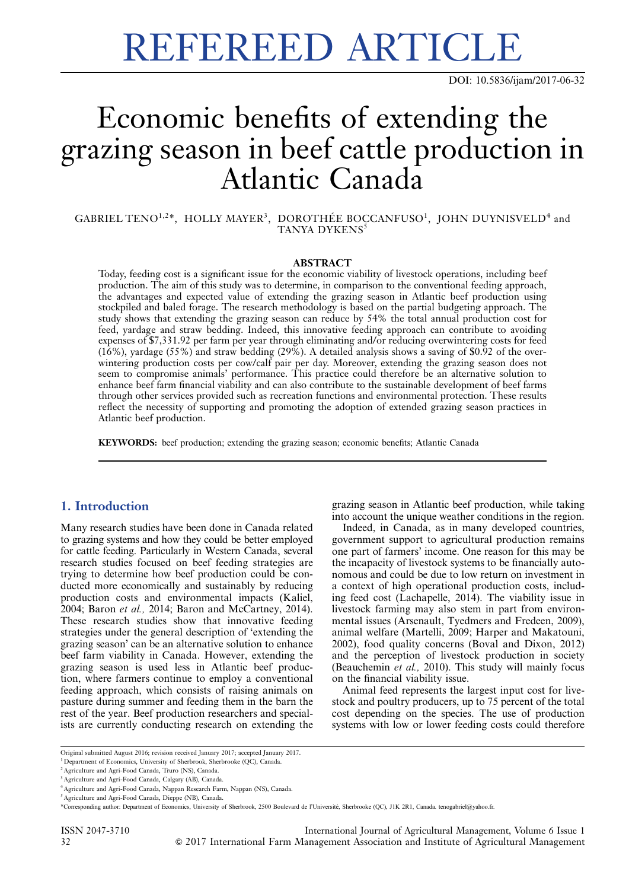# REFEREED ARTICLE

DOI: 10.5836/ijam/2017-06-32

# Economic benefits of extending the grazing season in beef cattle production in Atlantic Canada

GABRIEL TENO[1,2]*, HOLLY MAYER[3], DOROTHÉE BOCCANFUSO[1], JOHN DUYNISVELD[4] and TANYA DYKENS[5]

### ABSTRACT

Today, feeding cost is a significant issue for the economic viability of livestock operations, including beef production. The aim of this study was to determine, in comparison to the conventional feeding approach, the advantages and expected value of extending the grazing season in Atlantic beef production using stockpiled and baled forage. The research methodology is based on the partial budgeting approach. The study shows that extending the grazing season can reduce by 54% the total annual production cost for feed, yardage and straw bedding. Indeed, this innovative feeding approach can contribute to avoiding expenses of $7,331.92 per farm per year through eliminating and/or reducing overwintering costs for feed (16%), yardage (55%) and straw bedding (29%). A detailed analysis shows a saving of $0.92 of the overwintering production costs per cow/calf pair per day. Moreover, extending the grazing season does not seem to compromise animals' performance. This practice could therefore be an alternative solution to enhance beef farm financial viability and can also contribute to the sustainable development of beef farms through other services provided such as recreation functions and environmental protection. These results reflect the necessity of supporting and promoting the adoption of extended grazing season practices in Atlantic beef production.

**KEYWORDS:** beef production; extending the grazing season; economic benefits; Atlantic Canada

## 1. Introduction

Many research studies have been done in Canada related to grazing systems and how they could be better employed for cattle feeding. Particularly in Western Canada, several research studies focused on beef feeding strategies are trying to determine how beef production could be conducted more economically and sustainably by reducing production costs and environmental impacts (Kaliel, 2004; Baron *et al.,* 2014; Baron and McCartney, 2014). These research studies show that innovative feeding strategies under the general description of 'extending the grazing season' can be an alternative solution to enhance beef farm viability in Canada. However, extending the grazing season is used less in Atlantic beef production, where farmers continue to employ a conventional feeding approach, which consists of raising animals on pasture during summer and feeding them in the barn the rest of the year. Beef production researchers and specialists are currently conducting research on extending the grazing season in Atlantic beef production, while taking into account the unique weather conditions in the region.

Indeed, in Canada, as in many developed countries, government support to agricultural production remains one part of farmers' income. One reason for this may be the incapacity of livestock systems to be financially autonomous and could be due to low return on investment in a context of high operational production costs, including feed cost (Lachapelle, 2014). The viability issue in livestock farming may also stem in part from environmental issues (Arsenault, Tyedmers and Fredeen, 2009), animal welfare (Martelli, 2009; Harper and Makatouni, 2002), food quality concerns (Boval and Dixon, 2012) and the perception of livestock production in society (Beauchemin *et al.,* 2010). This study will mainly focus on the financial viability issue.

Animal feed represents the largest input cost for livestock and poultry producers, up to 75 percent of the total cost depending on the species. The use of production systems with low or lower feeding costs could therefore

---

Original submitted August 2016; revision received January 2017; accepted January 2017.

[1] Department of Economics, University of Sherbrook, Sherbrooke (QC), Canada.

[2] Agriculture and Agri-Food Canada, Truro (NS), Canada.

[3] Agriculture and Agri-Food Canada, Calgary (AB), Canada.

[4] Agriculture and Agri-Food Canada, Nappan Research Farm, Nappan (NS), Canada.

[5] Agriculture and Agri-Food Canada, Dieppe (NB), Canada.

*Corresponding author: Department of Economics, University of Sherbrook, 2500 Boulevard de l'Université, Sherbrooke (QC), J1K 2R1, Canada. tenogabriel@yahoo.fr.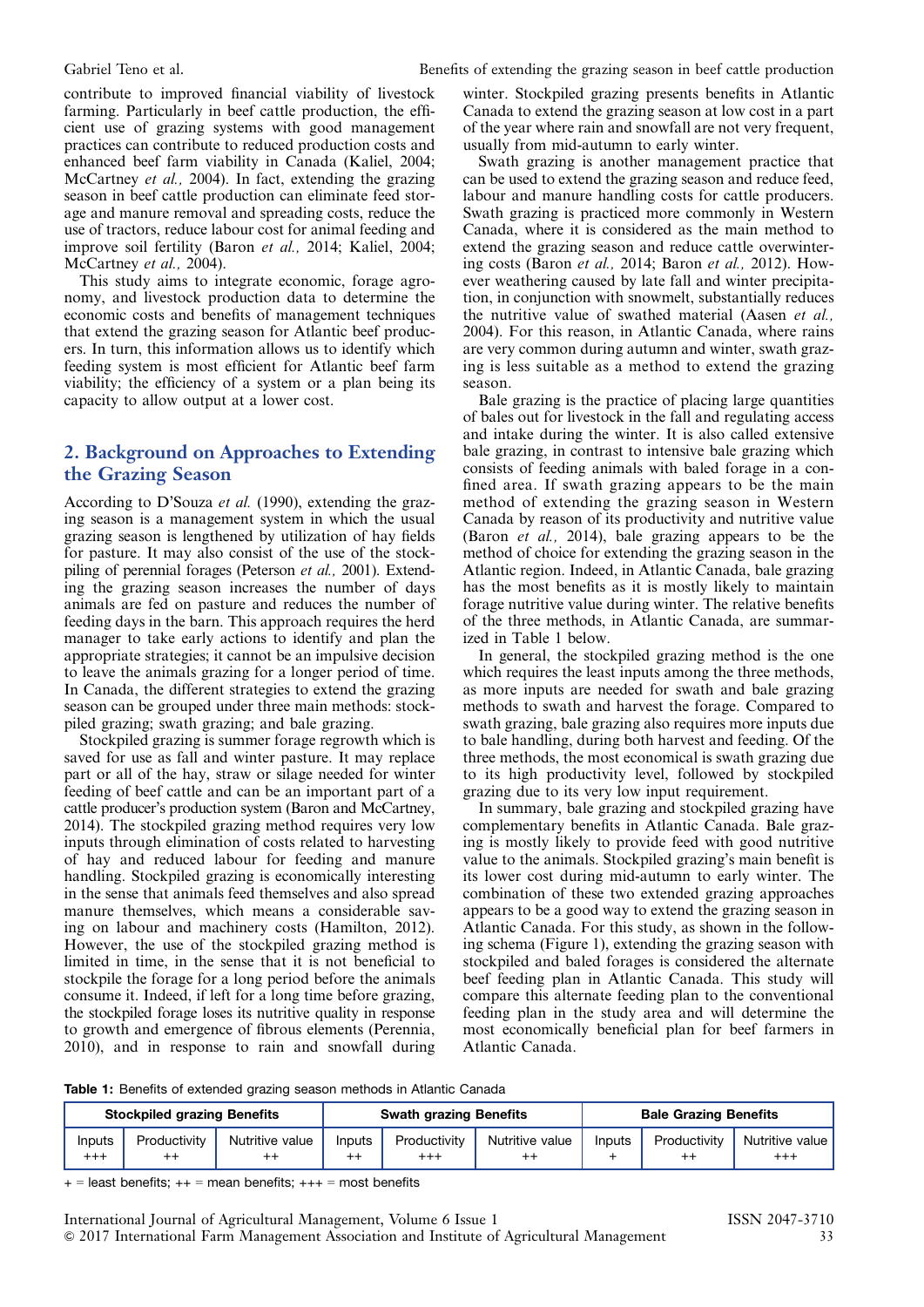contribute to improved financial viability of livestock farming. Particularly in beef cattle production, the efficient use of grazing systems with good management practices can contribute to reduced production costs and enhanced beef farm viability in Canada (Kaliel, 2004; McCartney *et al.,* 2004). In fact, extending the grazing season in beef cattle production can eliminate feed storage and manure removal and spreading costs, reduce the use of tractors, reduce labour cost for animal feeding and improve soil fertility (Baron *et al.,* 2014; Kaliel, 2004; McCartney *et al.,* 2004).

This study aims to integrate economic, forage agronomy, and livestock production data to determine the economic costs and benefits of management techniques that extend the grazing season for Atlantic beef producers. In turn, this information allows us to identify which feeding system is most efficient for Atlantic beef farm viability; the efficiency of a system or a plan being its capacity to allow output at a lower cost.

## 2. Background on Approaches to Extending the Grazing Season

According to D'Souza *et al.* (1990), extending the grazing season is a management system in which the usual grazing season is lengthened by utilization of hay fields for pasture. It may also consist of the use of the stockpiling of perennial forages (Peterson *et al.,* 2001). Extending the grazing season increases the number of days animals are fed on pasture and reduces the number of feeding days in the barn. This approach requires the herd manager to take early actions to identify and plan the appropriate strategies; it cannot be an impulsive decision to leave the animals grazing for a longer period of time. In Canada, the different strategies to extend the grazing season can be grouped under three main methods: stockpiled grazing; swath grazing; and bale grazing.

Stockpiled grazing is summer forage regrowth which is saved for use as fall and winter pasture. It may replace part or all of the hay, straw or silage needed for winter feeding of beef cattle and can be an important part of a cattle producer's production system (Baron and McCartney, 2014). The stockpiled grazing method requires very low inputs through elimination of costs related to harvesting of hay and reduced labour for feeding and manure handling. Stockpiled grazing is economically interesting in the sense that animals feed themselves and also spread manure themselves, which means a considerable saving on labour and machinery costs (Hamilton, 2012). However, the use of the stockpiled grazing method is limited in time, in the sense that it is not beneficial to stockpile the forage for a long period before the animals consume it. Indeed, if left for a long time before grazing, the stockpiled forage loses its nutritive quality in response to growth and emergence of fibrous elements (Perennia, 2010), and in response to rain and snowfall during winter. Stockpiled grazing presents benefits in Atlantic Canada to extend the grazing season at low cost in a part of the year where rain and snowfall are not very frequent, usually from mid-autumn to early winter.

Swath grazing is another management practice that can be used to extend the grazing season and reduce feed, labour and manure handling costs for cattle producers. Swath grazing is practiced more commonly in Western Canada, where it is considered as the main method to extend the grazing season and reduce cattle overwintering costs (Baron *et al.,* 2014; Baron *et al.,* 2012). However weathering caused by late fall and winter precipitation, in conjunction with snowmelt, substantially reduces the nutritive value of swathed material (Aasen *et al.,* 2004). For this reason, in Atlantic Canada, where rains are very common during autumn and winter, swath grazing is less suitable as a method to extend the grazing season.

Bale grazing is the practice of placing large quantities of bales out for livestock in the fall and regulating access and intake during the winter. It is also called extensive bale grazing, in contrast to intensive bale grazing which consists of feeding animals with baled forage in a confined area. If swath grazing appears to be the main method of extending the grazing season in Western Canada by reason of its productivity and nutritive value (Baron *et al.,* 2014), bale grazing appears to be the method of choice for extending the grazing season in the Atlantic region. Indeed, in Atlantic Canada, bale grazing has the most benefits as it is mostly likely to maintain forage nutritive value during winter. The relative benefits of the three methods, in Atlantic Canada, are summarized in Table 1 below.

In general, the stockpiled grazing method is the one which requires the least inputs among the three methods, as more inputs are needed for swath and bale grazing methods to swath and harvest the forage. Compared to swath grazing, bale grazing also requires more inputs due to bale handling, during both harvest and feeding. Of the three methods, the most economical is swath grazing due to its high productivity level, followed by stockpiled grazing due to its very low input requirement.

In summary, bale grazing and stockpiled grazing have complementary benefits in Atlantic Canada. Bale grazing is mostly likely to provide feed with good nutritive value to the animals. Stockpiled grazing's main benefit is its lower cost during mid-autumn to early winter. The combination of these two extended grazing approaches appears to be a good way to extend the grazing season in Atlantic Canada. For this study, as shown in the following schema (Figure 1), extending the grazing season with stockpiled and baled forages is considered the alternate beef feeding plan in Atlantic Canada. This study will compare this alternate feeding plan to the conventional feeding plan in the study area and will determine the most economically beneficial plan for beef farmers in Atlantic Canada.

**Table 1:** Benefits of extended grazing season methods in Atlantic Canada

| Stockpiled grazing Benefits | | | Swath grazing Benefits | | | Bale Grazing Benefits | | |
|---|---|---|---|---|---|---|---|---|
| Inputs | Productivity | Nutritive value | Inputs | Productivity | Nutritive value | Inputs | Productivity | Nutritive value |
| +++ | ++ | ++ | ++ | +++ | ++ | + | ++ | +++ |

+ = least benefits; ++ = mean benefits; +++ = most benefits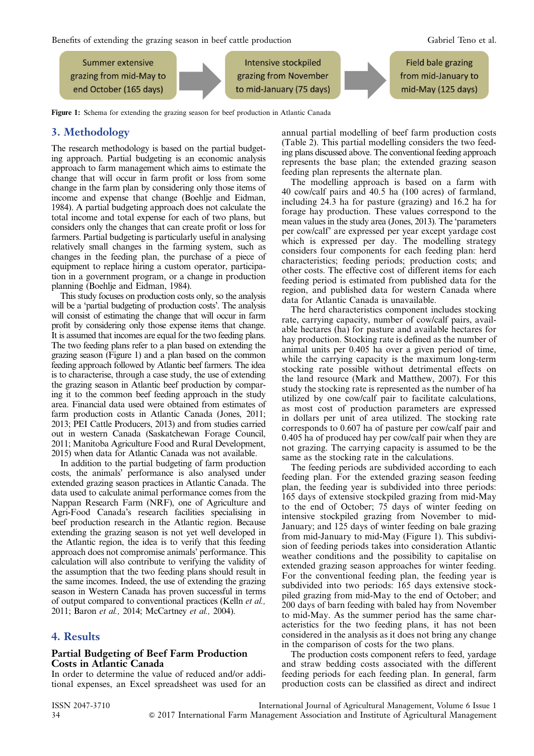Summer extensive grazing from mid-May to end October (165 days) → Intensive stockpiled grazing from November to mid-January (75 days) → Field bale grazing from mid-January to mid-May (125 days)

**Figure 1:** Schema for extending the grazing season for beef production in Atlantic Canada

## 3. Methodology

The research methodology is based on the partial budgeting approach. Partial budgeting is an economic analysis approach to farm management which aims to estimate the change that will occur in farm profit or loss from some change in the farm plan by considering only those items of income and expense that change (Boehlje and Eidman, 1984). A partial budgeting approach does not calculate the total income and total expense for each of two plans, but considers only the changes that can create profit or loss for farmers. Partial budgeting is particularly useful in analysing relatively small changes in the farming system, such as changes in the feeding plan, the purchase of a piece of equipment to replace hiring a custom operator, participation in a government program, or a change in production planning (Boehlje and Eidman, 1984).

This study focuses on production costs only, so the analysis will be a 'partial budgeting of production costs'. The analysis will consist of estimating the change that will occur in farm profit by considering only those expense items that change. It is assumed that incomes are equal for the two feeding plans. The two feeding plans refer to a plan based on extending the grazing season (Figure 1) and a plan based on the common feeding approach followed by Atlantic beef farmers. The idea is to characterise, through a case study, the use of extending the grazing season in Atlantic beef production by comparing it to the common beef feeding approach in the study area. Financial data used were obtained from estimates of farm production costs in Atlantic Canada (Jones, 2011; 2013; PEI Cattle Producers, 2013) and from studies carried out in western Canada (Saskatchewan Forage Council, 2011; Manitoba Agriculture Food and Rural Development, 2015) when data for Atlantic Canada was not available.

In addition to the partial budgeting of farm production costs, the animals' performance is also analysed under extended grazing season practices in Atlantic Canada. The data used to calculate animal performance comes from the Nappan Research Farm (NRF), one of Agriculture and Agri-Food Canada's research facilities specialising in beef production research in the Atlantic region. Because extending the grazing season is not yet well developed in the Atlantic region, the idea is to verify that this feeding approach does not compromise animals' performance. This calculation will also contribute to verifying the validity of the assumption that the two feeding plans should result in the same incomes. Indeed, the use of extending the grazing season in Western Canada has proven successful in terms of output compared to conventional practices (Kelln *et al.*, 2011; Baron *et al.*, 2014; McCartney *et al.*, 2004).

## 4. Results

### Partial Budgeting of Beef Farm Production Costs in Atlantic Canada

In order to determine the value of reduced and/or additional expenses, an Excel spreadsheet was used for an annual partial modelling of beef farm production costs (Table 2). This partial modelling considers the two feeding plans discussed above. The conventional feeding approach represents the base plan; the extended grazing season feeding plan represents the alternate plan.

The modelling approach is based on a farm with 40 cow/calf pairs and 40.5 ha (100 acres) of farmland, including 24.3 ha for pasture (grazing) and 16.2 ha for forage hay production. These values correspond to the mean values in the study area (Jones, 2013). The 'parameters per cow/calf' are expressed per year except yardage cost which is expressed per day. The modelling strategy considers four components for each feeding plan: herd characteristics; feeding periods; production costs; and other costs. The effective cost of different items for each feeding period is estimated from published data for the region, and published data for western Canada where data for Atlantic Canada is unavailable.

The herd characteristics component includes stocking rate, carrying capacity, number of cow/calf pairs, available hectares (ha) for pasture and available hectares for hay production. Stocking rate is defined as the number of animal units per 0.405 ha over a given period of time, while the carrying capacity is the maximum long-term stocking rate possible without detrimental effects on the land resource (Mark and Matthew, 2007). For this study the stocking rate is represented as the number of ha utilized by one cow/calf pair to facilitate calculations, as most cost of production parameters are expressed in dollars per unit of area utilized. The stocking rate corresponds to 0.607 ha of pasture per cow/calf pair and 0.405 ha of produced hay per cow/calf pair when they are not grazing. The carrying capacity is assumed to be the same as the stocking rate in the calculations.

The feeding periods are subdivided according to each feeding plan. For the extended grazing season feeding plan, the feeding year is subdivided into three periods: 165 days of extensive stockpiled grazing from mid-May to the end of October; 75 days of winter feeding on intensive stockpiled grazing from November to mid-January; and 125 days of winter feeding on bale grazing from mid-January to mid-May (Figure 1). This subdivision of feeding periods takes into consideration Atlantic weather conditions and the possibility to capitalise on extended grazing season approaches for winter feeding. For the conventional feeding plan, the feeding year is subdivided into two periods: 165 days extensive stockpiled grazing from mid-May to the end of October; and 200 days of barn feeding with baled hay from November to mid-May. As the summer period has the same characteristics for the two feeding plans, it has not been considered in the analysis as it does not bring any change in the comparison of costs for the two plans.

The production costs component refers to feed, yardage and straw bedding costs associated with the different feeding periods for each feeding plan. In general, farm production costs can be classified as direct and indirect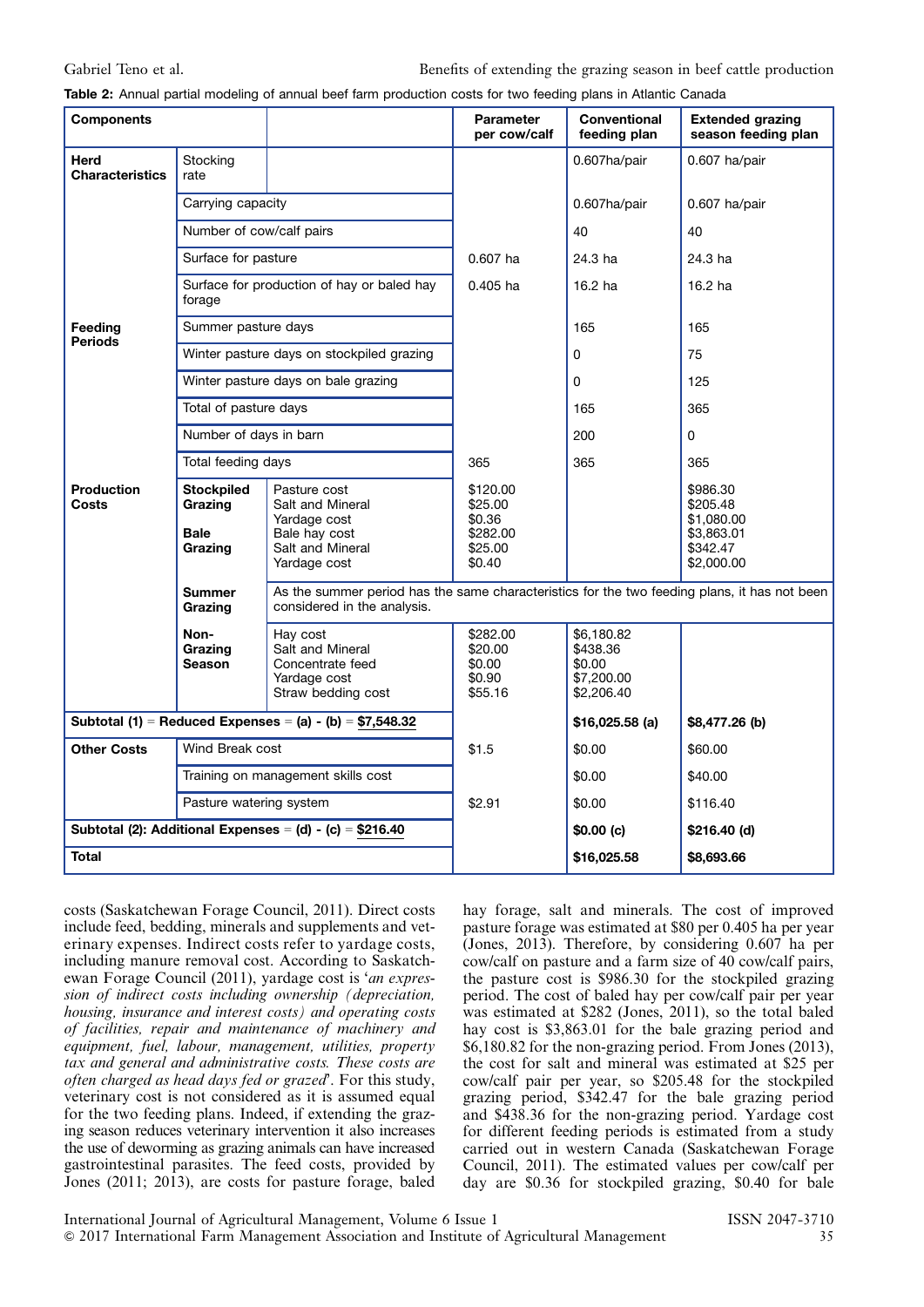**Table 2:** Annual partial modeling of annual beef farm production costs for two feeding plans in Atlantic Canada

| Components | | | Parameter per cow/calf | Conventional feeding plan | Extended grazing season feeding plan |
|---|---|---|---|---|---|
| **Herd Characteristics** | Stocking rate | | | 0.607ha/pair | 0.607 ha/pair |
| | Carrying capacity | | | 0.607ha/pair | 0.607 ha/pair |
| | Number of cow/calf pairs | | | 40 | 40 |
| | Surface for pasture | | 0.607 ha | 24.3 ha | 24.3 ha |
| | Surface for production of hay or baled hay forage | | 0.405 ha | 16.2 ha | 16.2 ha |
| **Feeding Periods** | Summer pasture days | | | 165 | 165 |
| | Winter pasture days on stockpiled grazing | | | 0 | 75 |
| | Winter pasture days on bale grazing | | | 0 | 125 |
| | Total of pasture days | | | 165 | 365 |
| | Number of days in barn | | | 200 | 0 |
| | Total feeding days | | 365 | 365 | 365 |
| **Production Costs** | **Stockpiled Grazing** | Pasture cost<br>Salt and Mineral<br>Yardage cost | $120.00<br>$25.00<br>$0.36 | | $986.30<br>$205.48<br>$1,080.00 |
| | **Bale Grazing** | Bale hay cost<br>Salt and Mineral<br>Yardage cost | $282.00<br>$25.00<br>$0.40 | | $3,863.01<br>$342.47<br>$2,000.00 |
| | **Summer Grazing** | As the summer period has the same characteristics for the two feeding plans, it has not been considered in the analysis. | | | |
| | **Non-Grazing Season** | Hay cost<br>Salt and Mineral<br>Concentrate feed<br>Yardage cost<br>Straw bedding cost | $282.00<br>$20.00<br>$0.00<br>$0.90<br>$55.16 | $6,180.82<br>$438.36<br>$0.00<br>$7,200.00<br>$2,206.40 | |
| **Subtotal (1) = Reduced Expenses = (a) - (b) = $7,548.32** | | | | **$16,025.58 (a)** | **$8,477.26 (b)** |
| **Other Costs** | Wind Break cost | | $1.5 | $0.00 | $60.00 |
| | Training on management skills cost | | | $0.00 | $40.00 |
| | Pasture watering system | | $2.91 | $0.00 | $116.40 |
| **Subtotal (2): Additional Expenses = (d) - (c) = $216.40** | | | | **$0.00 (c)** | **$216.40 (d)** |
| **Total** | | | | **$16,025.58** | **$8,693.66** |

costs (Saskatchewan Forage Council, 2011). Direct costs include feed, bedding, minerals and supplements and veterinary expenses. Indirect costs refer to yardage costs, including manure removal cost. According to Saskatchewan Forage Council (2011), yardage cost is '*an expression of indirect costs including ownership (depreciation, housing, insurance and interest costs) and operating costs of facilities, repair and maintenance of machinery and equipment, fuel, labour, management, utilities, property tax and general and administrative costs. These costs are often charged as head days fed or grazed*'. For this study, veterinary cost is not considered as it is assumed equal for the two feeding plans. Indeed, if extending the grazing season reduces veterinary intervention it also increases the use of deworming as grazing animals can have increased gastrointestinal parasites. The feed costs, provided by Jones (2011; 2013), are costs for pasture forage, baled hay forage, salt and minerals. The cost of improved pasture forage was estimated at $80 per 0.405 ha per year (Jones, 2013). Therefore, by considering 0.607 ha per cow/calf on pasture and a farm size of 40 cow/calf pairs, the pasture cost is $986.30 for the stockpiled grazing period. The cost of baled hay per cow/calf pair per year was estimated at $282 (Jones, 2011), so the total baled hay cost is $3,863.01 for the bale grazing period and $6,180.82 for the non-grazing period. From Jones (2013), the cost for salt and mineral was estimated at $25 per cow/calf pair per year, so $205.48 for the stockpiled grazing period, $342.47 for the bale grazing period and $438.36 for the non-grazing period. Yardage cost for different feeding periods is estimated from a study carried out in western Canada (Saskatchewan Forage Council, 2011). The estimated values per cow/calf per day are $0.36 for stockpiled grazing, $0.40 for bale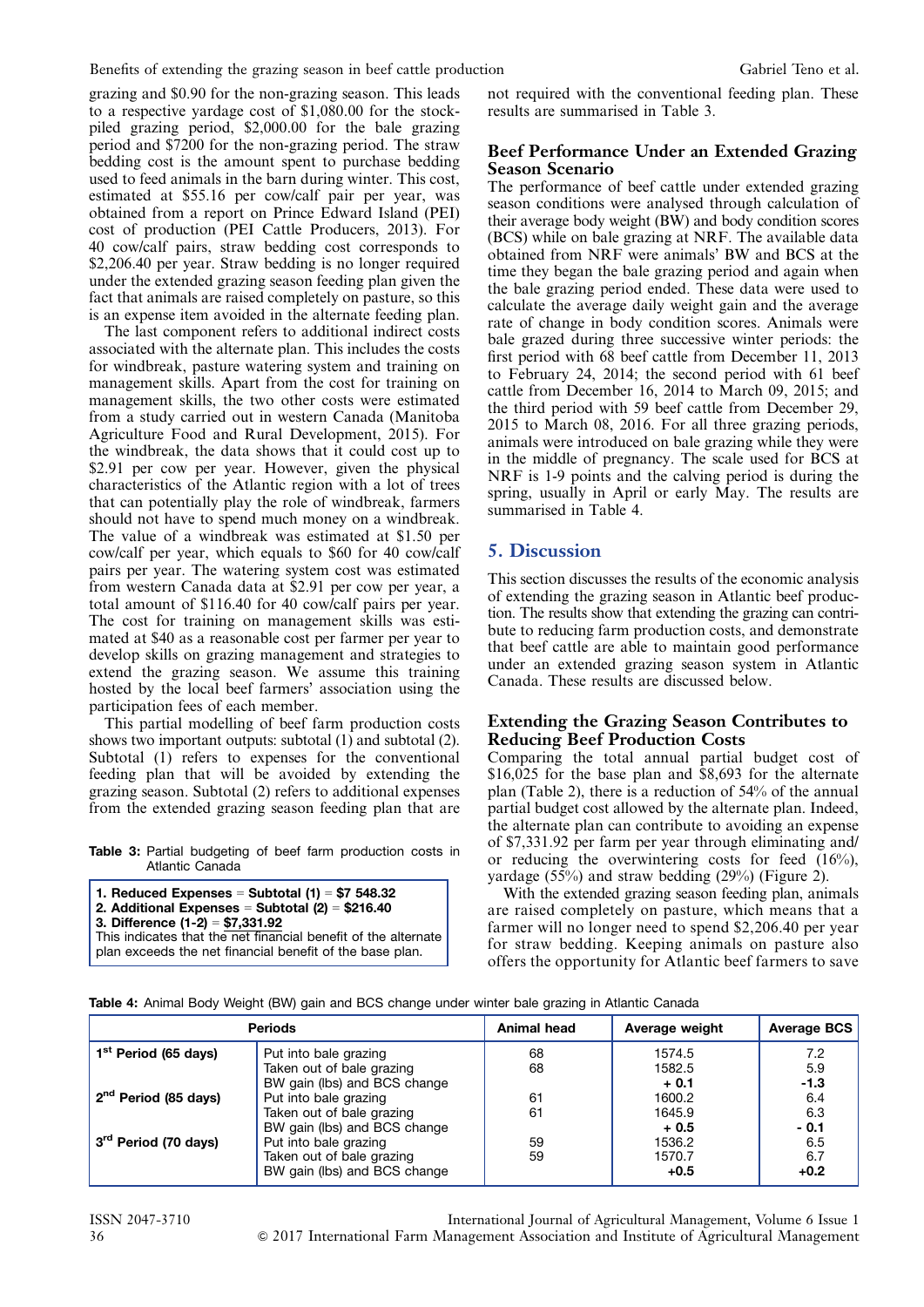grazing and $0.90 for the non-grazing season. This leads to a respective yardage cost of $1,080.00 for the stockpiled grazing period, $2,000.00 for the bale grazing period and $7200 for the non-grazing period. The straw bedding cost is the amount spent to purchase bedding used to feed animals in the barn during winter. This cost, estimated at $55.16 per cow/calf pair per year, was obtained from a report on Prince Edward Island (PEI) cost of production (PEI Cattle Producers, 2013). For 40 cow/calf pairs, straw bedding cost corresponds to $2,206.40 per year. Straw bedding is no longer required under the extended grazing season feeding plan given the fact that animals are raised completely on pasture, so this is an expense item avoided in the alternate feeding plan.

The last component refers to additional indirect costs associated with the alternate plan. This includes the costs for windbreak, pasture watering system and training on management skills. Apart from the cost for training on management skills, the two other costs were estimated from a study carried out in western Canada (Manitoba Agriculture Food and Rural Development, 2015). For the windbreak, the data shows that it could cost up to $2.91 per cow per year. However, given the physical characteristics of the Atlantic region with a lot of trees that can potentially play the role of windbreak, farmers should not have to spend much money on a windbreak. The value of a windbreak was estimated at $1.50 per cow/calf per year, which equals to $60 for 40 cow/calf pairs per year. The watering system cost was estimated from western Canada data at $2.91 per cow per year, a total amount of $116.40 for 40 cow/calf pairs per year. The cost for training on management skills was estimated at $40 as a reasonable cost per farmer per year to develop skills on grazing management and strategies to extend the grazing season. We assume this training hosted by the local beef farmers' association using the participation fees of each member.

This partial modelling of beef farm production costs shows two important outputs: subtotal (1) and subtotal (2). Subtotal (1) refers to expenses for the conventional feeding plan that will be avoided by extending the grazing season. Subtotal (2) refers to additional expenses from the extended grazing season feeding plan that are not required with the conventional feeding plan. These results are summarised in Table 3.

**Table 3:** Partial budgeting of beef farm production costs in Atlantic Canada

**1. Reduced Expenses = Subtotal (1) = $7 548.32**
**2. Additional Expenses = Subtotal (2) = $216.40**
**3. Difference (1-2) = $7,331.92**
This indicates that the net financial benefit of the alternate plan exceeds the net financial benefit of the base plan.

### Beef Performance Under an Extended Grazing Season Scenario

The performance of beef cattle under extended grazing season conditions were analysed through calculation of their average body weight (BW) and body condition scores (BCS) while on bale grazing at NRF. The available data obtained from NRF were animals' BW and BCS at the time they began the bale grazing period and again when the bale grazing period ended. These data were used to calculate the average daily weight gain and the average rate of change in body condition scores. Animals were bale grazed during three successive winter periods: the first period with 68 beef cattle from December 11, 2013 to February 24, 2014; the second period with 61 beef cattle from December 16, 2014 to March 09, 2015; and the third period with 59 beef cattle from December 29, 2015 to March 08, 2016. For all three grazing periods, animals were introduced on bale grazing while they were in the middle of pregnancy. The scale used for BCS at NRF is 1-9 points and the calving period is during the spring, usually in April or early May. The results are summarised in Table 4.

## 5. Discussion

This section discusses the results of the economic analysis of extending the grazing season in Atlantic beef production. The results show that extending the grazing can contribute to reducing farm production costs, and demonstrate that beef cattle are able to maintain good performance under an extended grazing season system in Atlantic Canada. These results are discussed below.

### Extending the Grazing Season Contributes to Reducing Beef Production Costs

Comparing the total annual partial budget cost of $16,025 for the base plan and $8,693 for the alternate plan (Table 2), there is a reduction of 54% of the annual partial budget cost allowed by the alternate plan. Indeed, the alternate plan can contribute to avoiding an expense of $7,331.92 per farm per year through eliminating and/or reducing the overwintering costs for feed (16%), yardage (55%) and straw bedding (29%) (Figure 2).

With the extended grazing season feeding plan, animals are raised completely on pasture, which means that a farmer will no longer need to spend $2,206.40 per year for straw bedding. Keeping animals on pasture also offers the opportunity for Atlantic beef farmers to save

**Table 4:** Animal Body Weight (BW) gain and BCS change under winter bale grazing in Atlantic Canada

| Periods | | Animal head | Average weight | Average BCS |
|---|---|---|---|---|
| 1[st] Period (65 days) | Put into bale grazing | 68 | 1574.5 | 7.2 |
| | Taken out of bale grazing | 68 | 1582.5 | 5.9 |
| | BW gain (lbs) and BCS change | | **+ 0.1** | **-1.3** |
| 2[nd] Period (85 days) | Put into bale grazing | 61 | 1600.2 | 6.4 |
| | Taken out of bale grazing | 61 | 1645.9 | 6.3 |
| | BW gain (lbs) and BCS change | | **+ 0.5** | **- 0.1** |
| 3[rd] Period (70 days) | Put into bale grazing | 59 | 1536.2 | 6.5 |
| | Taken out of bale grazing | 59 | 1570.7 | 6.7 |
| | BW gain (lbs) and BCS change | | **+0.5** | **+0.2** |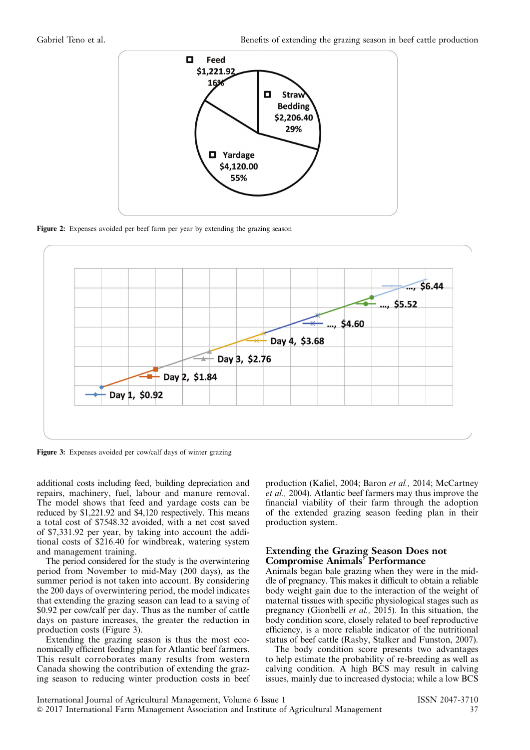Figure 2: Expenses avoided per beef farm per year by extending the grazing season

Figure 3: Expenses avoided per cow/calf days of winter grazing

additional costs including feed, building depreciation and repairs, machinery, fuel, labour and manure removal. The model shows that feed and yardage costs can be reduced by $1,221.92 and $4,120 respectively. This means a total cost of $7548.32 avoided, with a net cost saved of $7,331.92 per year, by taking into account the additional costs of $216.40 for windbreak, watering system and management training.

The period considered for the study is the overwintering period from November to mid-May (200 days), as the summer period is not taken into account. By considering the 200 days of overwintering period, the model indicates that extending the grazing season can lead to a saving of $0.92 per cow/calf per day. Thus as the number of cattle days on pasture increases, the greater the reduction in production costs (Figure 3).

Extending the grazing season is thus the most economically efficient feeding plan for Atlantic beef farmers. This result corroborates many results from western Canada showing the contribution of extending the grazing season to reducing winter production costs in beef production (Kaliel, 2004; Baron *et al.,* 2014; McCartney *et al.,* 2004). Atlantic beef farmers may thus improve the financial viability of their farm through the adoption of the extended grazing season feeding plan in their production system.

## Extending the Grazing Season Does not Compromise Animals' Performance

Animals began bale grazing when they were in the middle of pregnancy. This makes it difficult to obtain a reliable body weight gain due to the interaction of the weight of maternal tissues with specific physiological stages such as pregnancy (Gionbelli *et al.,* 2015). In this situation, the body condition score, closely related to beef reproductive efficiency, is a more reliable indicator of the nutritional status of beef cattle (Rasby, Stalker and Funston, 2007).

The body condition score presents two advantages to help estimate the probability of re-breeding as well as calving condition. A high BCS may result in calving issues, mainly due to increased dystocia; while a low BCS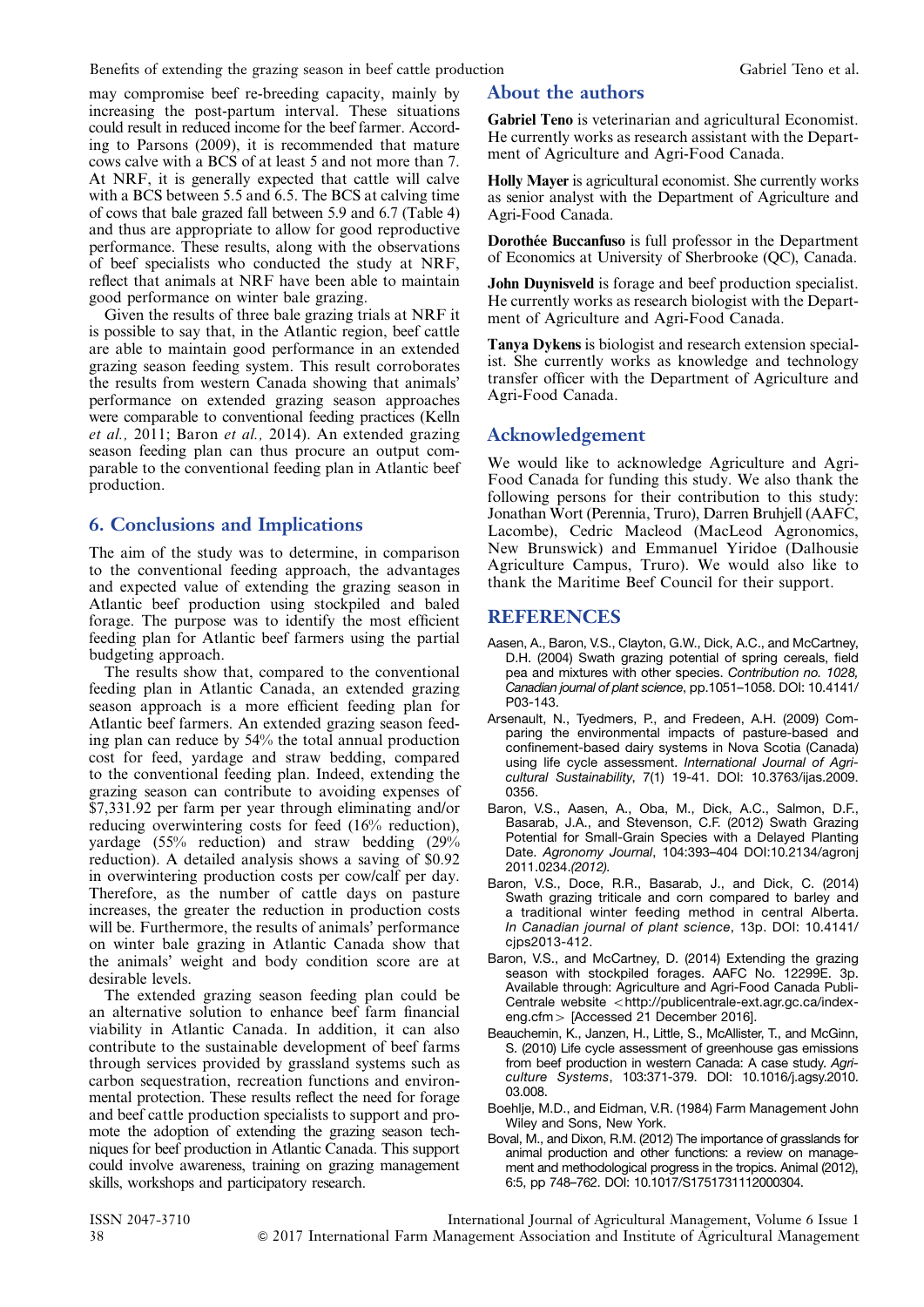may compromise beef re-breeding capacity, mainly by increasing the post-partum interval. These situations could result in reduced income for the beef farmer. According to Parsons (2009), it is recommended that mature cows calve with a BCS of at least 5 and not more than 7. At NRF, it is generally expected that cattle will calve with a BCS between 5.5 and 6.5. The BCS at calving time of cows that bale grazed fall between 5.9 and 6.7 (Table 4) and thus are appropriate to allow for good reproductive performance. These results, along with the observations of beef specialists who conducted the study at NRF, reflect that animals at NRF have been able to maintain good performance on winter bale grazing.

Given the results of three bale grazing trials at NRF it is possible to say that, in the Atlantic region, beef cattle are able to maintain good performance in an extended grazing season feeding system. This result corroborates the results from western Canada showing that animals' performance on extended grazing season approaches were comparable to conventional feeding practices (Kelln *et al.,* 2011; Baron *et al.,* 2014). An extended grazing season feeding plan can thus procure an output comparable to the conventional feeding plan in Atlantic beef production.

## 6. Conclusions and Implications

The aim of the study was to determine, in comparison to the conventional feeding approach, the advantages and expected value of extending the grazing season in Atlantic beef production using stockpiled and baled forage. The purpose was to identify the most efficient feeding plan for Atlantic beef farmers using the partial budgeting approach.

The results show that, compared to the conventional feeding plan in Atlantic Canada, an extended grazing season approach is a more efficient feeding plan for Atlantic beef farmers. An extended grazing season feeding plan can reduce by 54% the total annual production cost for feed, yardage and straw bedding, compared to the conventional feeding plan. Indeed, extending the grazing season can contribute to avoiding expenses of $7,331.92 per farm per year through eliminating and/or reducing overwintering costs for feed (16% reduction), yardage (55% reduction) and straw bedding (29% reduction). A detailed analysis shows a saving of $0.92 in overwintering production costs per cow/calf per day. Therefore, as the number of cattle days on pasture increases, the greater the reduction in production costs will be. Furthermore, the results of animals' performance on winter bale grazing in Atlantic Canada show that the animals' weight and body condition score are at desirable levels.

The extended grazing season feeding plan could be an alternative solution to enhance beef farm financial viability in Atlantic Canada. In addition, it can also contribute to the sustainable development of beef farms through services provided by grassland systems such as carbon sequestration, recreation functions and environmental protection. These results reflect the need for forage and beef cattle production specialists to support and promote the adoption of extending the grazing season techniques for beef production in Atlantic Canada. This support could involve awareness, training on grazing management skills, workshops and participatory research.

## About the authors

**Gabriel Teno** is veterinarian and agricultural Economist. He currently works as research assistant with the Department of Agriculture and Agri-Food Canada.

**Holly Mayer** is agricultural economist. She currently works as senior analyst with the Department of Agriculture and Agri-Food Canada.

**Dorothée Buccanfuso** is full professor in the Department of Economics at University of Sherbrooke (QC), Canada.

**John Duynisveld** is forage and beef production specialist. He currently works as research biologist with the Department of Agriculture and Agri-Food Canada.

**Tanya Dykens** is biologist and research extension specialist. She currently works as knowledge and technology transfer officer with the Department of Agriculture and Agri-Food Canada.

## Acknowledgement

We would like to acknowledge Agriculture and Agri-Food Canada for funding this study. We also thank the following persons for their contribution to this study: Jonathan Wort (Perennia, Truro), Darren Bruhjell (AAFC, Lacombe), Cedric Macleod (MacLeod Agronomics, New Brunswick) and Emmanuel Yiridoe (Dalhousie Agriculture Campus, Truro). We would also like to thank the Maritime Beef Council for their support.

## REFERENCES

Aasen, A., Baron, V.S., Clayton, G.W., Dick, A.C., and McCartney, D.H. (2004) Swath grazing potential of spring cereals, field pea and mixtures with other species. *Contribution no. 1028, Canadian journal of plant science*, pp.1051–1058. DOI: 10.4141/P03-143.

Arsenault, N., Tyedmers, P., and Fredeen, A.H. (2009) Comparing the environmental impacts of pasture-based and confinement-based dairy systems in Nova Scotia (Canada) using life cycle assessment. *International Journal of Agricultural Sustainability*, 7(1) 19-41. DOI: 10.3763/ijas.2009.0356.

Baron, V.S., Aasen, A., Oba, M., Dick, A.C., Salmon, D.F., Basarab, J.A., and Stevenson, C.F. (2012) Swath Grazing Potential for Small-Grain Species with a Delayed Planting Date. *Agronomy Journal*, 104:393–404 DOI:10.2134/agronj 2011.0234.*(2012).*

Baron, V.S., Doce, R.R., Basarab, J., and Dick, C. (2014) Swath grazing triticale and corn compared to barley and a traditional winter feeding method in central Alberta. *In Canadian journal of plant science*, 13p. DOI: 10.4141/cjps2013-412.

Baron, V.S., and McCartney, D. (2014) Extending the grazing season with stockpiled forages. AAFC No. 12299E. 3p. Available through: Agriculture and Agri-Food Canada Publi-Centrale website <http://publicentrale-ext.agr.gc.ca/index-eng.cfm> [Accessed 21 December 2016].

Beauchemin, K., Janzen, H., Little, S., McAllister, T., and McGinn, S. (2010) Life cycle assessment of greenhouse gas emissions from beef production in western Canada: A case study. *Agriculture Systems*, 103:371-379. DOI: 10.1016/j.agsy.2010.03.008.

Boehlje, M.D., and Eidman, V.R. (1984) Farm Management John Wiley and Sons, New York.

Boval, M., and Dixon, R.M. (2012) The importance of grasslands for animal production and other functions: a review on management and methodological progress in the tropics. Animal (2012), 6:5, pp 748–762. DOI: 10.1017/S1751731112000304.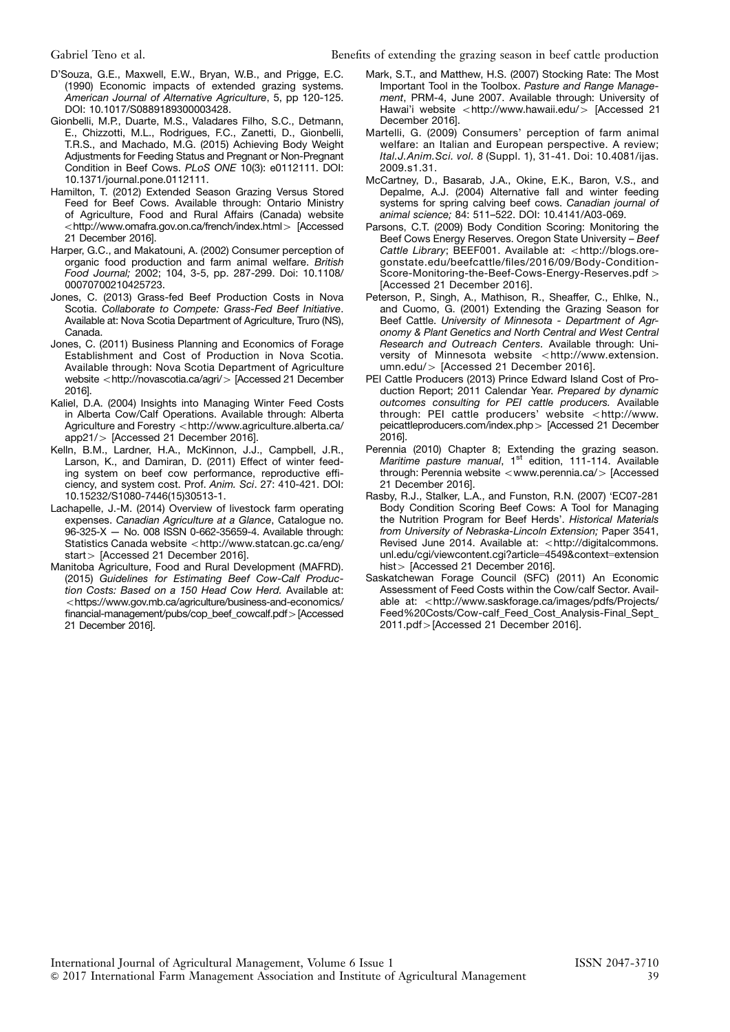D'Souza, G.E., Maxwell, E.W., Bryan, W.B., and Prigge, E.C. (1990) Economic impacts of extended grazing systems. *American Journal of Alternative Agriculture*, 5, pp 120-125. DOI: 10.1017/S0889189300003428.

Gionbelli, M.P., Duarte, M.S., Valadares Filho, S.C., Detmann, E., Chizzotti, M.L., Rodrigues, F.C., Zanetti, D., Gionbelli, T.R.S., and Machado, M.G. (2015) Achieving Body Weight Adjustments for Feeding Status and Pregnant or Non-Pregnant Condition in Beef Cows. *PLoS ONE* 10(3): e0112111. DOI: 10.1371/journal.pone.0112111.

Hamilton, T. (2012) Extended Season Grazing Versus Stored Feed for Beef Cows. Available through: Ontario Ministry of Agriculture, Food and Rural Affairs (Canada) website <http://www.omafra.gov.on.ca/french/index.html> [Accessed 21 December 2016].

Harper, G.C., and Makatouni, A. (2002) Consumer perception of organic food production and farm animal welfare. *British Food Journal;* 2002; 104, 3-5, pp. 287-299. Doi: 10.1108/00070700210425723.

Jones, C. (2013) Grass-fed Beef Production Costs in Nova Scotia. *Collaborate to Compete: Grass-Fed Beef Initiative*. Available at: Nova Scotia Department of Agriculture, Truro (NS), Canada.

Jones, C. (2011) Business Planning and Economics of Forage Establishment and Cost of Production in Nova Scotia. Available through: Nova Scotia Department of Agriculture website <http://novascotia.ca/agri/> [Accessed 21 December 2016].

Kaliel, D.A. (2004) Insights into Managing Winter Feed Costs in Alberta Cow/Calf Operations. Available through: Alberta Agriculture and Forestry <http://www.agriculture.alberta.ca/app21/> [Accessed 21 December 2016].

Kelln, B.M., Lardner, H.A., McKinnon, J.J., Campbell, J.R., Larson, K., and Damiran, D. (2011) Effect of winter feeding system on beef cow performance, reproductive efficiency, and system cost. Prof. *Anim. Sci*. 27: 410-421. DOI: 10.15232/S1080-7446(15)30513-1.

Lachapelle, J.-M. (2014) Overview of livestock farm operating expenses. *Canadian Agriculture at a Glance*, Catalogue no. 96-325-X — No. 008 ISSN 0-662-35659-4. Available through: Statistics Canada website <http://www.statcan.gc.ca/eng/start> [Accessed 21 December 2016].

Manitoba Agriculture, Food and Rural Development (MAFRD). (2015) *Guidelines for Estimating Beef Cow-Calf Production Costs: Based on a 150 Head Cow Herd.* Available at: <https://www.gov.mb.ca/agriculture/business-and-economics/financial-management/pubs/cop_beef_cowcalf.pdf> [Accessed 21 December 2016].

Mark, S.T., and Matthew, H.S. (2007) Stocking Rate: The Most Important Tool in the Toolbox. *Pasture and Range Management*, PRM-4, June 2007. Available through: University of Hawai'i website <http://www.hawaii.edu/> [Accessed 21 December 2016].

Martelli, G. (2009) Consumers' perception of farm animal welfare: an Italian and European perspective. A review; *Ital.J.Anim.Sci. vol. 8* (Suppl. 1), 31-41. Doi: 10.4081/ijas.2009.s1.31.

McCartney, D., Basarab, J.A., Okine, E.K., Baron, V.S., and Depalme, A.J. (2004) Alternative fall and winter feeding systems for spring calving beef cows. *Canadian journal of animal science;* 84: 511–522. DOI: 10.4141/A03-069.

Parsons, C.T. (2009) Body Condition Scoring: Monitoring the Beef Cows Energy Reserves. Oregon State University – *Beef Cattle Library*; BEEF001. Available at: <http://blogs.oregonstate.edu/beefcattle/files/2016/09/Body-Condition-Score-Monitoring-the-Beef-Cows-Energy-Reserves.pdf > [Accessed 21 December 2016].

Peterson, P., Singh, A., Mathison, R., Sheaffer, C., Ehlke, N., and Cuomo, G. (2001) Extending the Grazing Season for Beef Cattle. *University of Minnesota - Department of Agronomy & Plant Genetics and North Central and West Central Research and Outreach Centers.* Available through: University of Minnesota website <http://www.extension.umn.edu/> [Accessed 21 December 2016].

PEI Cattle Producers (2013) Prince Edward Island Cost of Production Report; 2011 Calendar Year. *Prepared by dynamic outcomes consulting for PEI cattle producers.* Available through: PEI cattle producers' website <http://www.peicattleproducers.com/index.php> [Accessed 21 December 2016].

Perennia (2010) Chapter 8; Extending the grazing season. *Maritime pasture manual*, 1st edition, 111-114. Available through: Perennia website <www.perennia.ca/> [Accessed 21 December 2016].

Rasby, R.J., Stalker, L.A., and Funston, R.N. (2007) 'EC07-281 Body Condition Scoring Beef Cows: A Tool for Managing the Nutrition Program for Beef Herds'. *Historical Materials from University of Nebraska-Lincoln Extension;* Paper 3541, Revised June 2014. Available at: <http://digitalcommons.unl.edu/cgi/viewcontent.cgi?article=4549&context=extensionhist> [Accessed 21 December 2016].

Saskatchewan Forage Council (SFC) (2011) An Economic Assessment of Feed Costs within the Cow/calf Sector. Available at: <http://www.saskforage.ca/images/pdfs/Projects/Feed%20Costs/Cow-calf_Feed_Cost_Analysis-Final_Sept_2011.pdf> [Accessed 21 December 2016].